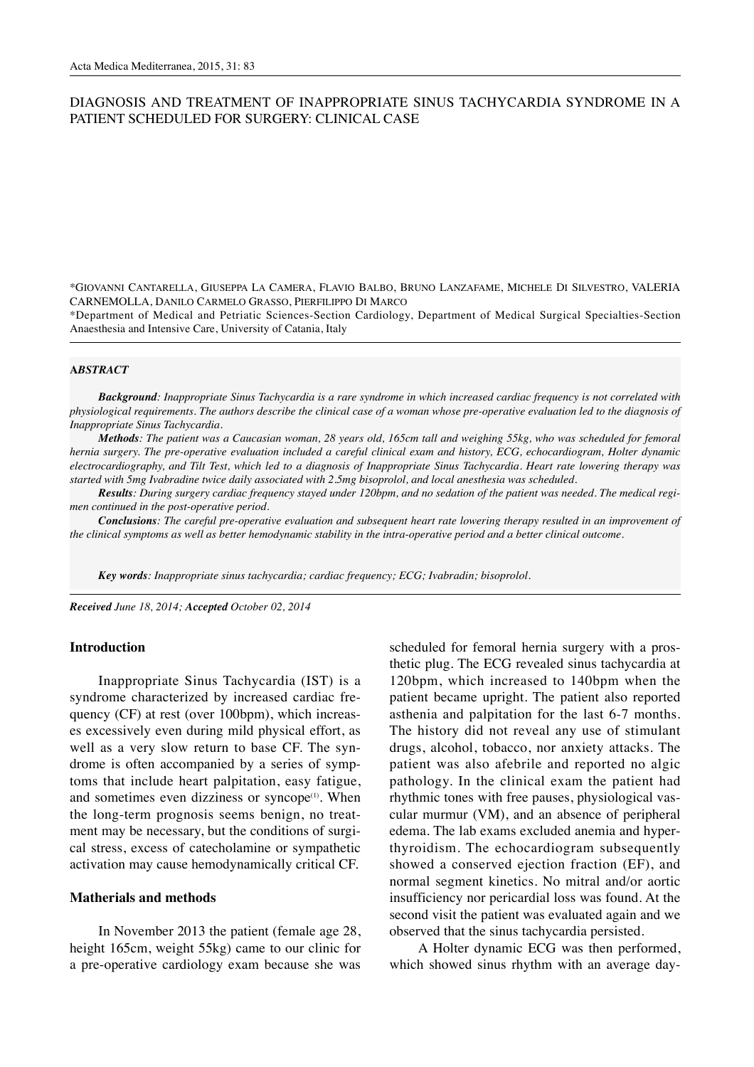# DIAGNOSIS AND TREATMENT OF INAPPROPRIATE SINUS TACHYCARDIA SYNDROME IN A PATIENT SCHEDULED FOR SURGERY: CLINICAL CASE

*GIOVANNI CANTARELLA, GIUSEPPA LA CAMERA, FLAVIO BALBO, BRUNO LANZAFAME, MICHELE DI SILVESTRO, VALERIA CARNEMOLLA, DANILO CARMELO GRASSO, PIERFILIPPO DI MARCO

*Department of Medical and Petriatic Sciences-Section Cardiology, Department of Medical Surgical Specialties-Section Anaesthesia and Intensive Care, University of Catania, Italy

## ABSTRACT

***Background***: *Inappropriate Sinus Tachycardia is a rare syndrome in which increased cardiac frequency is not correlated with physiological requirements. The authors describe the clinical case of a woman whose pre-operative evaluation led to the diagnosis of Inappropriate Sinus Tachycardia.*

***Methods***: *The patient was a Caucasian woman, 28 years old, 165cm tall and weighing 55kg, who was scheduled for femoral hernia surgery. The pre-operative evaluation included a careful clinical exam and history, ECG, echocardiogram, Holter dynamic electrocardiography, and Tilt Test, which led to a diagnosis of Inappropriate Sinus Tachycardia. Heart rate lowering therapy was started with 5mg Ivabradine twice daily associated with 2.5mg bisoprolol, and local anesthesia was scheduled.*

***Results***: *During surgery cardiac frequency stayed under 120bpm, and no sedation of the patient was needed. The medical regimen continued in the post-operative period.*

***Conclusions***: *The careful pre-operative evaluation and subsequent heart rate lowering therapy resulted in an improvement of the clinical symptoms as well as better hemodynamic stability in the intra-operative period and a better clinical outcome.*

***Key words***: *Inappropriate sinus tachycardia; cardiac frequency; ECG; Ivabradin; bisoprolol.*

***Received*** *June 18, 2014;* ***Accepted*** *October 02, 2014*

## Introduction

Inappropriate Sinus Tachycardia (IST) is a syndrome characterized by increased cardiac frequency (CF) at rest (over 100bpm), which increases excessively even during mild physical effort, as well as a very slow return to base CF. The syndrome is often accompanied by a series of symptoms that include heart palpitation, easy fatigue, and sometimes even dizziness or syncope[1]. When the long-term prognosis seems benign, no treatment may be necessary, but the conditions of surgical stress, excess of catecholamine or sympathetic activation may cause hemodynamically critical CF.

## Matherials and methods

In November 2013 the patient (female age 28, height 165cm, weight 55kg) came to our clinic for a pre-operative cardiology exam because she was scheduled for femoral hernia surgery with a prosthetic plug. The ECG revealed sinus tachycardia at 120bpm, which increased to 140bpm when the patient became upright. The patient also reported asthenia and palpitation for the last 6-7 months. The history did not reveal any use of stimulant drugs, alcohol, tobacco, nor anxiety attacks. The patient was also afebrile and reported no algic pathology. In the clinical exam the patient had rhythmic tones with free pauses, physiological vascular murmur (VM), and an absence of peripheral edema. The lab exams excluded anemia and hyperthyroidism. The echocardiogram subsequently showed a conserved ejection fraction (EF), and normal segment kinetics. No mitral and/or aortic insufficiency nor pericardial loss was found. At the second visit the patient was evaluated again and we observed that the sinus tachycardia persisted.

A Holter dynamic ECG was then performed, which showed sinus rhythm with an average day-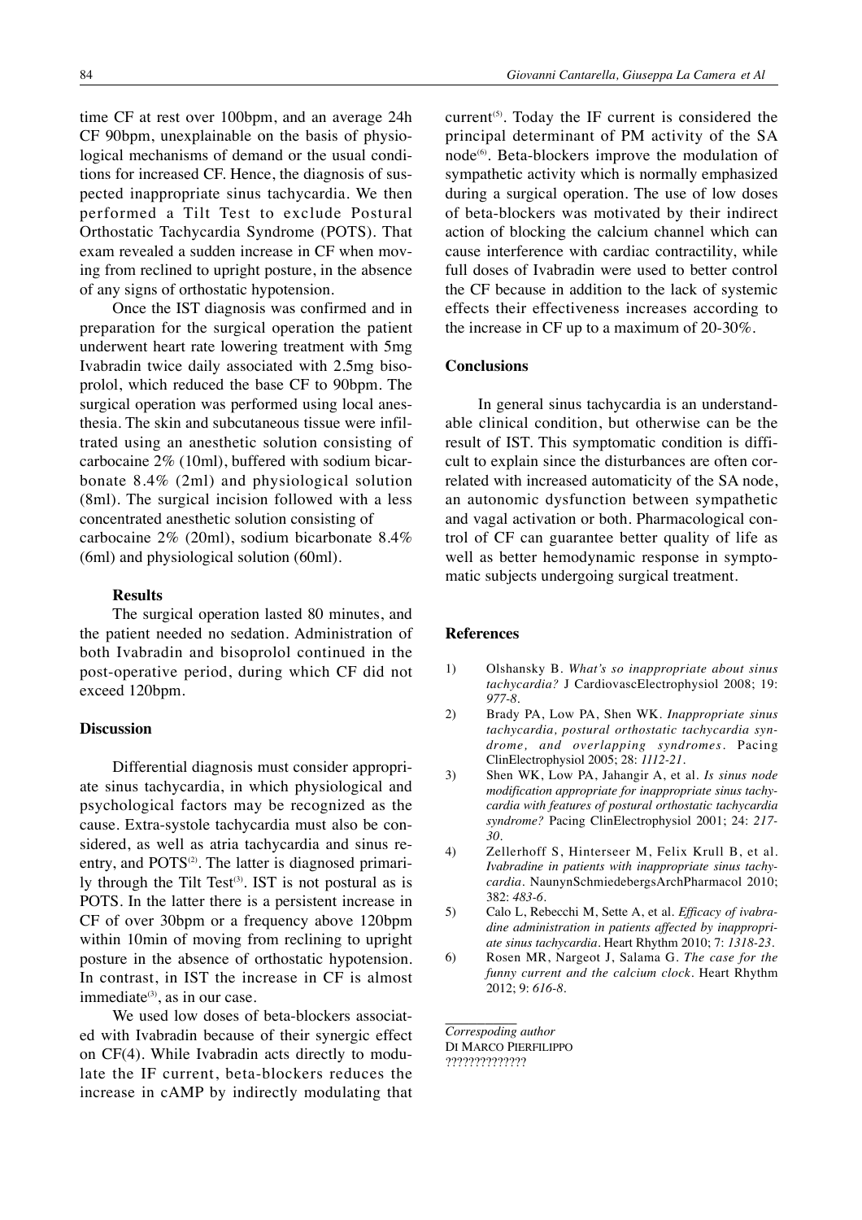time CF at rest over 100bpm, and an average 24h CF 90bpm, unexplainable on the basis of physiological mechanisms of demand or the usual conditions for increased CF. Hence, the diagnosis of suspected inappropriate sinus tachycardia. We then performed a Tilt Test to exclude Postural Orthostatic Tachycardia Syndrome (POTS). That exam revealed a sudden increase in CF when moving from reclined to upright posture, in the absence of any signs of orthostatic hypotension.

Once the IST diagnosis was confirmed and in preparation for the surgical operation the patient underwent heart rate lowering treatment with 5mg Ivabradin twice daily associated with 2.5mg bisoprolol, which reduced the base CF to 90bpm. The surgical operation was performed using local anesthesia. The skin and subcutaneous tissue were infiltrated using an anesthetic solution consisting of carbocaine 2% (10ml), buffered with sodium bicarbonate 8.4% (2ml) and physiological solution (8ml). The surgical incision followed with a less concentrated anesthetic solution consisting of carbocaine 2% (20ml), sodium bicarbonate 8.4% (6ml) and physiological solution (60ml).

## Results

The surgical operation lasted 80 minutes, and the patient needed no sedation. Administration of both Ivabradin and bisoprolol continued in the post-operative period, during which CF did not exceed 120bpm.

## Discussion

Differential diagnosis must consider appropriate sinus tachycardia, in which physiological and psychological factors may be recognized as the cause. Extra-systole tachycardia must also be considered, as well as atria tachycardia and sinus re-entry, and POTS[2]. The latter is diagnosed primarily through the Tilt Test[3]. IST is not postural as is POTS. In the latter there is a persistent increase in CF of over 30bpm or a frequency above 120bpm within 10min of moving from reclining to upright posture in the absence of orthostatic hypotension. In contrast, in IST the increase in CF is almost immediate[3], as in our case.

We used low doses of beta-blockers associated with Ivabradin because of their synergic effect on CF(4). While Ivabradin acts directly to modulate the IF current, beta-blockers reduces the increase in cAMP by indirectly modulating that current[5]. Today the IF current is considered the principal determinant of PM activity of the SA node[6]. Beta-blockers improve the modulation of sympathetic activity which is normally emphasized during a surgical operation. The use of low doses of beta-blockers was motivated by their indirect action of blocking the calcium channel which can cause interference with cardiac contractility, while full doses of Ivabradin were used to better control the CF because in addition to the lack of systemic effects their effectiveness increases according to the increase in CF up to a maximum of 20-30%.

## Conclusions

In general sinus tachycardia is an understandable clinical condition, but otherwise can be the result of IST. This symptomatic condition is difficult to explain since the disturbances are often correlated with increased automaticity of the SA node, an autonomic dysfunction between sympathetic and vagal activation or both. Pharmacological control of CF can guarantee better quality of life as well as better hemodynamic response in symptomatic subjects undergoing surgical treatment.

## References

1) Olshansky B. *What's so inappropriate about sinus tachycardia?* J CardiovascElectrophysiol 2008; 19: *977-8*.
2) Brady PA, Low PA, Shen WK. *Inappropriate sinus tachycardia, postural orthostatic tachycardia syndrome, and overlapping syndromes*. Pacing ClinElectrophysiol 2005; 28: *1112-21*.
3) Shen WK, Low PA, Jahangir A, et al. *Is sinus node modification appropriate for inappropriate sinus tachycardia with features of postural orthostatic tachycardia syndrome?* Pacing ClinElectrophysiol 2001; 24: *217-30*.
4) Zellerhoff S, Hinterseer M, Felix Krull B, et al. *Ivabradine in patients with inappropriate sinus tachycardia*. NaunynSchmiedebergsArchPharmacol 2010; 382: *483-6*.
5) Calo L, Rebecchi M, Sette A, et al. *Efficacy of ivabradine administration in patients affected by inappropriate sinus tachycardia*. Heart Rhythm 2010; 7: *1318-23*.
6) Rosen MR, Nargeot J, Salama G. *The case for the funny current and the calcium clock*. Heart Rhythm 2012; 9: *616-8*.

_______________

*Correspoding author*
Di Marco Pierfilippo
??????????????